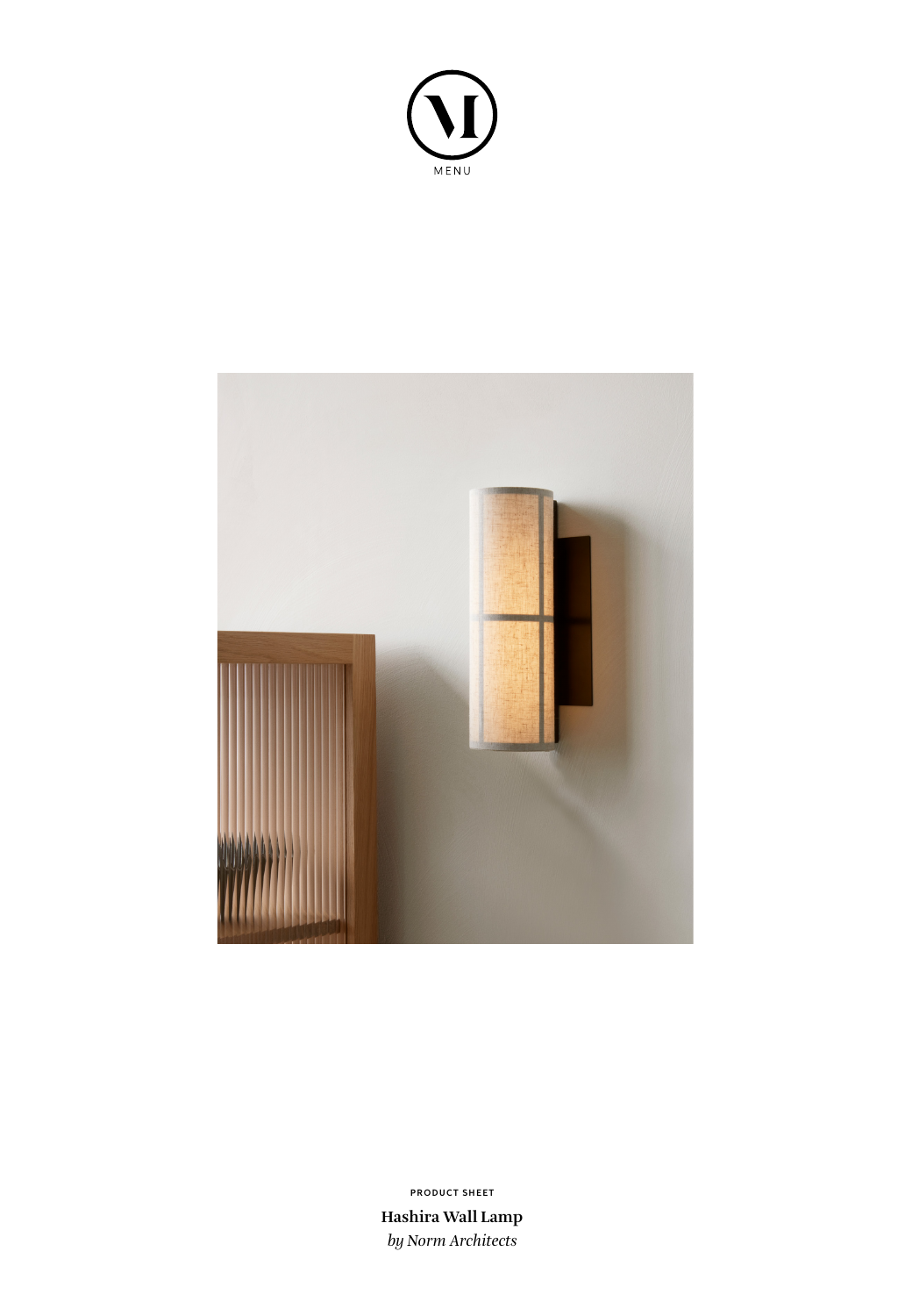MENU

PRODUCT SHEET

**Hashira Wall Lamp**

*by Norm Architects*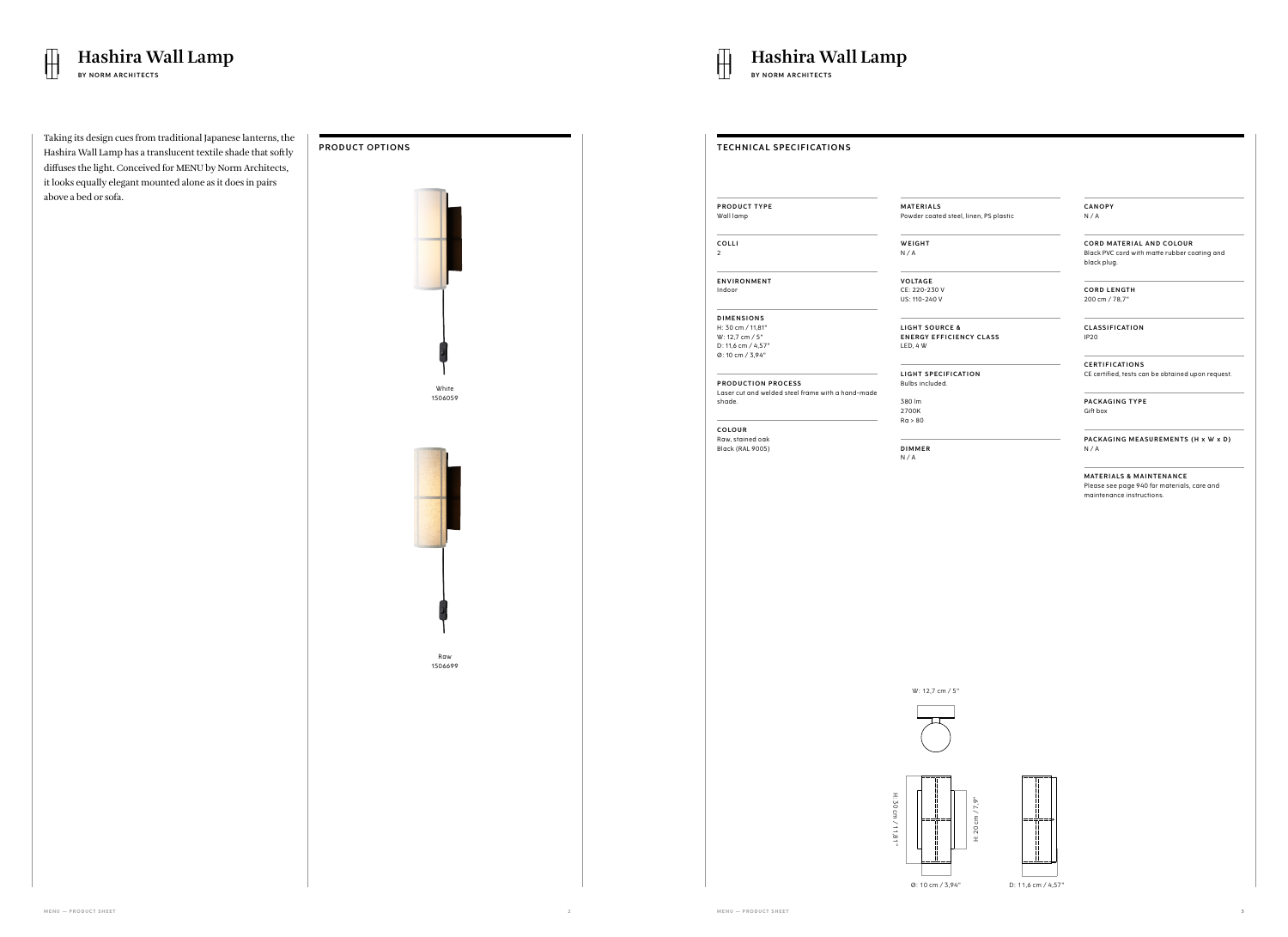# Hashira Wall Lamp

**BY NORM ARCHITECTS**

Taking its design cues from traditional Japanese lanterns, the Hashira Wall Lamp has a translucent textile shade that softly diffuses the light. Conceived for MENU by Norm Architects, it looks equally elegant mounted alone as it does in pairs above a bed or sofa.

## PRODUCT OPTIONS

White
1506059

Raw
1506699

# Hashira Wall Lamp

**BY NORM ARCHITECTS**

## TECHNICAL SPECIFICATIONS

**PRODUCT TYPE**
Wall lamp

**COLLI**
2

**ENVIRONMENT**
Indoor

**DIMENSIONS**
H: 30 cm / 11,81"
W: 12,7 cm / 5"
D: 11,6 cm / 4,57"
Ø: 10 cm / 3,94"

**PRODUCTION PROCESS**
Laser cut and welded steel frame with a hand-made shade.

**COLOUR**
Raw, stained oak
Black (RAL 9005)

**MATERIALS**
Powder coated steel, linen, PS plastic

**WEIGHT**
N / A

**VOLTAGE**
CE: 220-230 V
US: 110-240 V

**LIGHT SOURCE & ENERGY EFFICIENCY CLASS**
LED, 4 W

**LIGHT SPECIFICATION**
Bulbs included.

380 lm
2700K
Ra > 80

**DIMMER**
N / A

**CANOPY**
N / A

**CORD MATERIAL AND COLOUR**
Black PVC cord with matte rubber coating and black plug.

**CORD LENGTH**
200 cm / 78,7"

**CLASSIFICATION**
IP20

**CERTIFICATIONS**
CE certified, tests can be obtained upon request.

**PACKAGING TYPE**
Gift box

**PACKAGING MEASUREMENTS (H x W x D)**
N / A

**MATERIALS & MAINTENANCE**
Please see page 940 for materials, care and maintenance instructions.

W: 12,7 cm / 5"

H: 30 cm / 11,81"

H: 20 cm / 7,9"

Ø: 10 cm / 3,94"

D: 11,6 cm / 4,57"